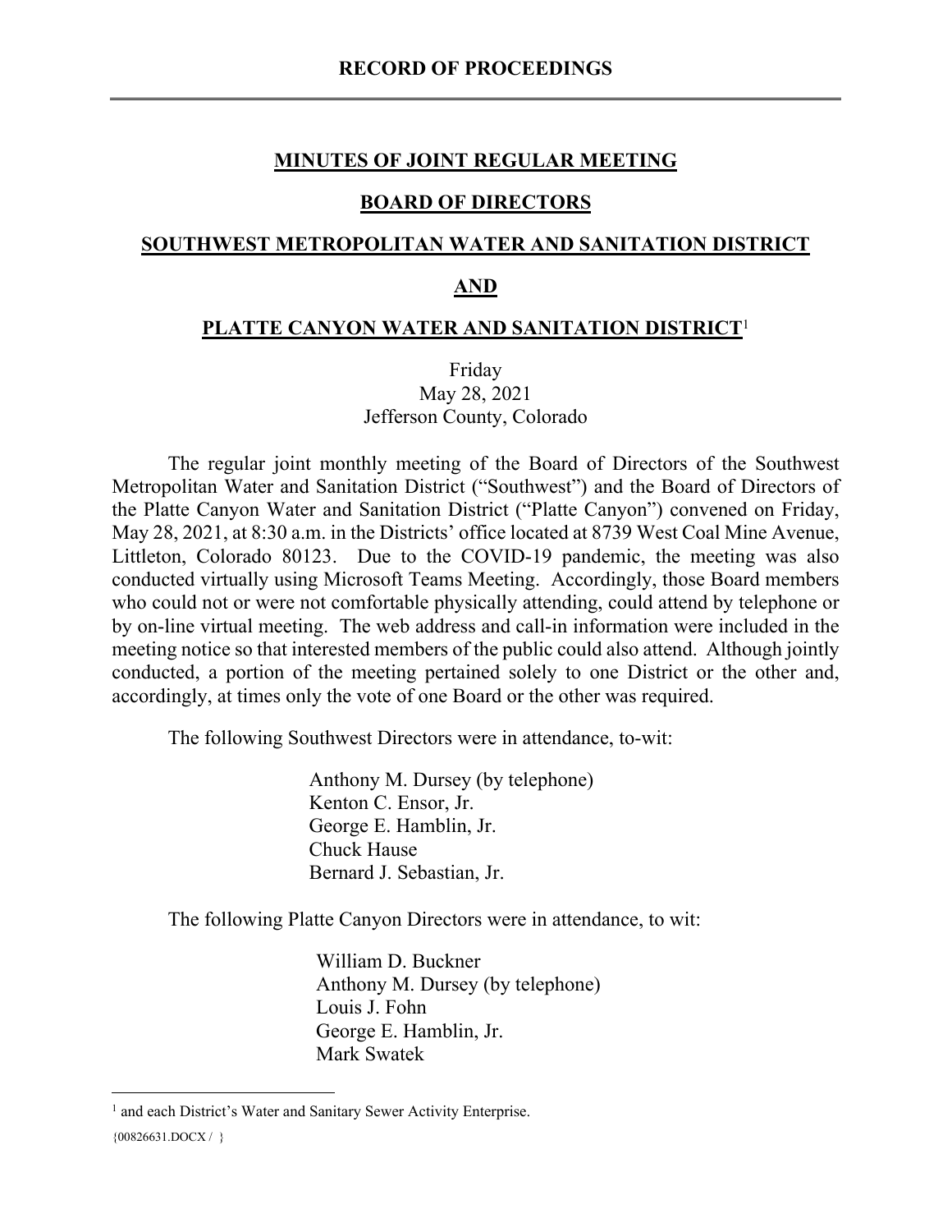# RECORD OF PROCEEDINGS

## MINUTES OF JOINT REGULAR MEETING

## BOARD OF DIRECTORS

## SOUTHWEST METROPOLITAN WATER AND SANITATION DISTRICT

## AND

## PLATTE CANYON WATER AND SANITATION DISTRICT[1]

Friday
May 28, 2021
Jefferson County, Colorado

The regular joint monthly meeting of the Board of Directors of the Southwest Metropolitan Water and Sanitation District ("Southwest") and the Board of Directors of the Platte Canyon Water and Sanitation District ("Platte Canyon") convened on Friday, May 28, 2021, at 8:30 a.m. in the Districts' office located at 8739 West Coal Mine Avenue, Littleton, Colorado 80123. Due to the COVID-19 pandemic, the meeting was also conducted virtually using Microsoft Teams Meeting. Accordingly, those Board members who could not or were not comfortable physically attending, could attend by telephone or by on-line virtual meeting. The web address and call-in information were included in the meeting notice so that interested members of the public could also attend. Although jointly conducted, a portion of the meeting pertained solely to one District or the other and, accordingly, at times only the vote of one Board or the other was required.

The following Southwest Directors were in attendance, to-wit:

Anthony M. Dursey (by telephone)
Kenton C. Ensor, Jr.
George E. Hamblin, Jr.
Chuck Hause
Bernard J. Sebastian, Jr.

The following Platte Canyon Directors were in attendance, to wit:

William D. Buckner
Anthony M. Dursey (by telephone)
Louis J. Fohn
George E. Hamblin, Jr.
Mark Swatek

---

[1] and each District's Water and Sanitary Sewer Activity Enterprise.

{00826631.DOCX / }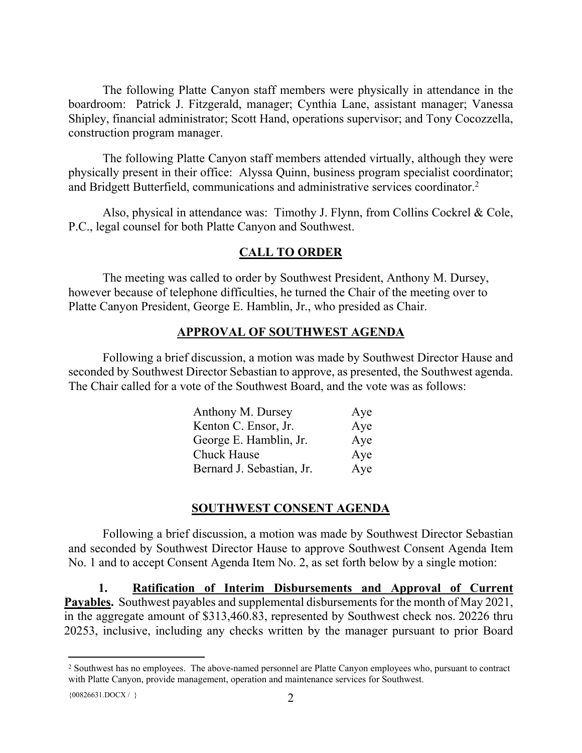The following Platte Canyon staff members were physically in attendance in the boardroom: Patrick J. Fitzgerald, manager; Cynthia Lane, assistant manager; Vanessa Shipley, financial administrator; Scott Hand, operations supervisor; and Tony Cocozzella, construction program manager.

The following Platte Canyon staff members attended virtually, although they were physically present in their office: Alyssa Quinn, business program specialist coordinator; and Bridgett Butterfield, communications and administrative services coordinator.[2]

Also, physical in attendance was: Timothy J. Flynn, from Collins Cockrel & Cole, P.C., legal counsel for both Platte Canyon and Southwest.

## CALL TO ORDER

The meeting was called to order by Southwest President, Anthony M. Dursey, however because of telephone difficulties, he turned the Chair of the meeting over to Platte Canyon President, George E. Hamblin, Jr., who presided as Chair.

## APPROVAL OF SOUTHWEST AGENDA

Following a brief discussion, a motion was made by Southwest Director Hause and seconded by Southwest Director Sebastian to approve, as presented, the Southwest agenda. The Chair called for a vote of the Southwest Board, and the vote was as follows:

| | |
|---|---|
| Anthony M. Dursey | Aye |
| Kenton C. Ensor, Jr. | Aye |
| George E. Hamblin, Jr. | Aye |
| Chuck Hause | Aye |
| Bernard J. Sebastian, Jr. | Aye |

## SOUTHWEST CONSENT AGENDA

Following a brief discussion, a motion was made by Southwest Director Sebastian and seconded by Southwest Director Hause to approve Southwest Consent Agenda Item No. 1 and to accept Consent Agenda Item No. 2, as set forth below by a single motion:

**1. Ratification of Interim Disbursements and Approval of Current Payables.** Southwest payables and supplemental disbursements for the month of May 2021, in the aggregate amount of $313,460.83, represented by Southwest check nos. 20226 thru 20253, inclusive, including any checks written by the manager pursuant to prior Board

---

[2] Southwest has no employees. The above-named personnel are Platte Canyon employees who, pursuant to contract with Platte Canyon, provide management, operation and maintenance services for Southwest.

{00826631.DOCX / }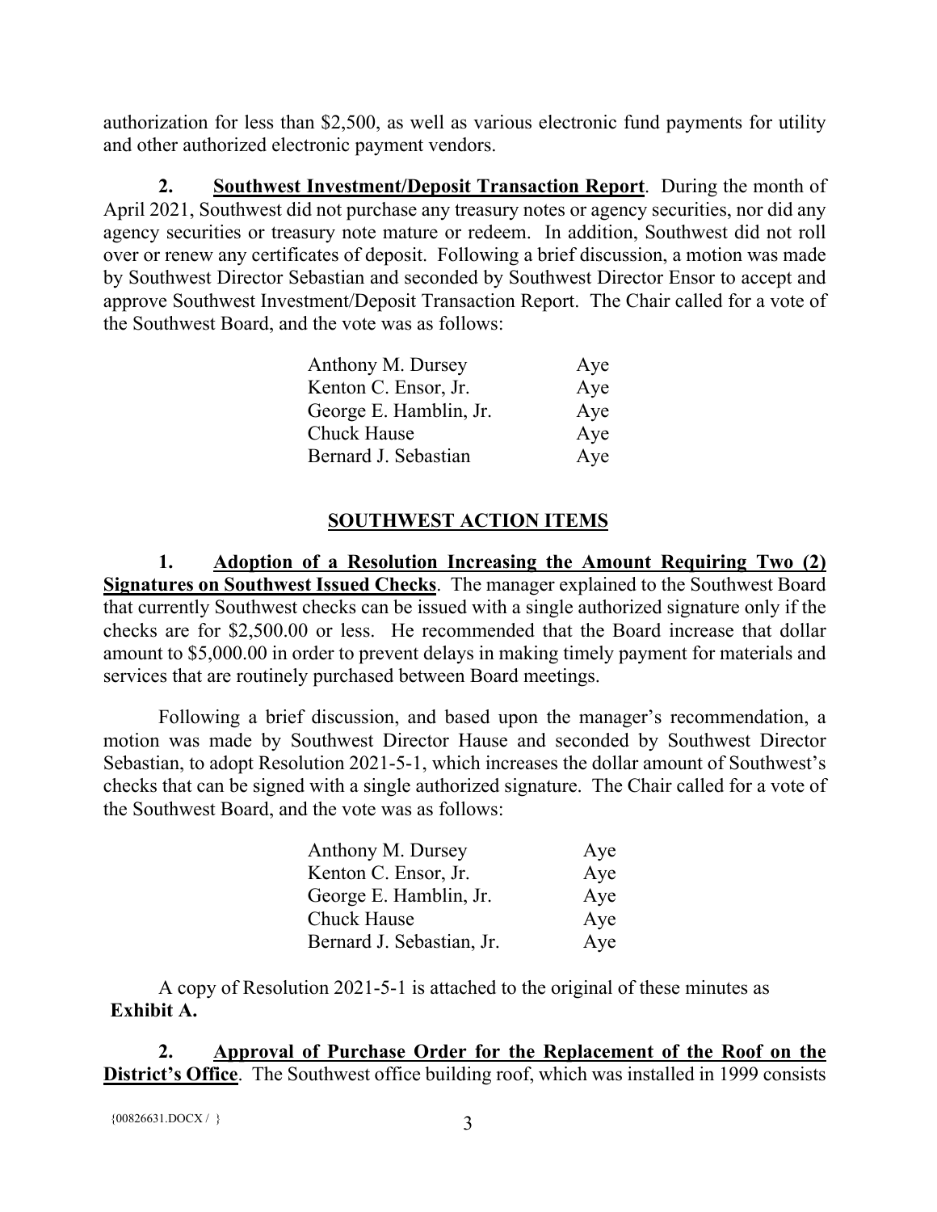authorization for less than $2,500, as well as various electronic fund payments for utility and other authorized electronic payment vendors.

**2. <u>Southwest Investment/Deposit Transaction Report</u>**. During the month of April 2021, Southwest did not purchase any treasury notes or agency securities, nor did any agency securities or treasury note mature or redeem. In addition, Southwest did not roll over or renew any certificates of deposit. Following a brief discussion, a motion was made by Southwest Director Sebastian and seconded by Southwest Director Ensor to accept and approve Southwest Investment/Deposit Transaction Report. The Chair called for a vote of the Southwest Board, and the vote was as follows:

| | |
|---|---|
| Anthony M. Dursey | Aye |
| Kenton C. Ensor, Jr. | Aye |
| George E. Hamblin, Jr. | Aye |
| Chuck Hause | Aye |
| Bernard J. Sebastian | Aye |

## <u>SOUTHWEST ACTION ITEMS</u>

**1. <u>Adoption of a Resolution Increasing the Amount Requiring Two (2) Signatures on Southwest Issued Checks</u>**. The manager explained to the Southwest Board that currently Southwest checks can be issued with a single authorized signature only if the checks are for $2,500.00 or less. He recommended that the Board increase that dollar amount to $5,000.00 in order to prevent delays in making timely payment for materials and services that are routinely purchased between Board meetings.

Following a brief discussion, and based upon the manager's recommendation, a motion was made by Southwest Director Hause and seconded by Southwest Director Sebastian, to adopt Resolution 2021-5-1, which increases the dollar amount of Southwest's checks that can be signed with a single authorized signature. The Chair called for a vote of the Southwest Board, and the vote was as follows:

| | |
|---|---|
| Anthony M. Dursey | Aye |
| Kenton C. Ensor, Jr. | Aye |
| George E. Hamblin, Jr. | Aye |
| Chuck Hause | Aye |
| Bernard J. Sebastian, Jr. | Aye |

A copy of Resolution 2021-5-1 is attached to the original of these minutes as **Exhibit A.**

**2. <u>Approval of Purchase Order for the Replacement of the Roof on the District's Office</u>**. The Southwest office building roof, which was installed in 1999 consists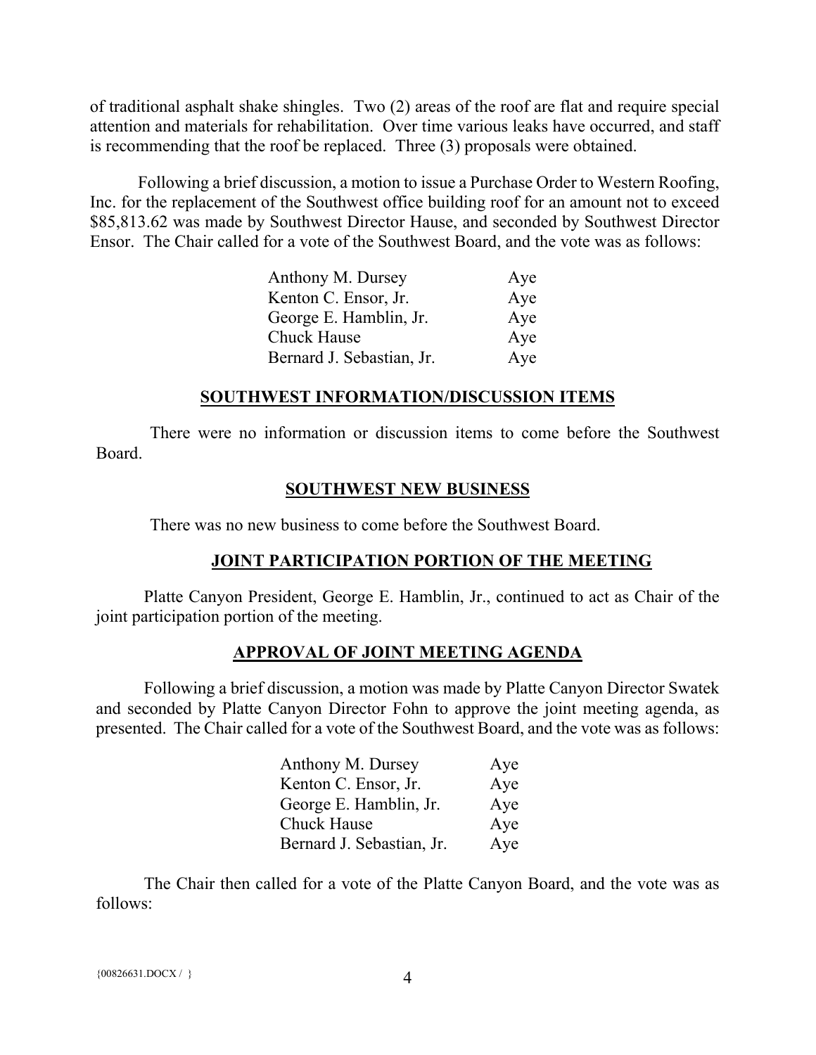of traditional asphalt shake shingles. Two (2) areas of the roof are flat and require special attention and materials for rehabilitation. Over time various leaks have occurred, and staff is recommending that the roof be replaced. Three (3) proposals were obtained.

Following a brief discussion, a motion to issue a Purchase Order to Western Roofing, Inc. for the replacement of the Southwest office building roof for an amount not to exceed \$85,813.62 was made by Southwest Director Hause, and seconded by Southwest Director Ensor. The Chair called for a vote of the Southwest Board, and the vote was as follows:

| | |
|---|---|
| Anthony M. Dursey | Aye |
| Kenton C. Ensor, Jr. | Aye |
| George E. Hamblin, Jr. | Aye |
| Chuck Hause | Aye |
| Bernard J. Sebastian, Jr. | Aye |

## SOUTHWEST INFORMATION/DISCUSSION ITEMS

There were no information or discussion items to come before the Southwest Board.

## SOUTHWEST NEW BUSINESS

There was no new business to come before the Southwest Board.

## JOINT PARTICIPATION PORTION OF THE MEETING

Platte Canyon President, George E. Hamblin, Jr., continued to act as Chair of the joint participation portion of the meeting.

## APPROVAL OF JOINT MEETING AGENDA

Following a brief discussion, a motion was made by Platte Canyon Director Swatek and seconded by Platte Canyon Director Fohn to approve the joint meeting agenda, as presented. The Chair called for a vote of the Southwest Board, and the vote was as follows:

| | |
|---|---|
| Anthony M. Dursey | Aye |
| Kenton C. Ensor, Jr. | Aye |
| George E. Hamblin, Jr. | Aye |
| Chuck Hause | Aye |
| Bernard J. Sebastian, Jr. | Aye |

The Chair then called for a vote of the Platte Canyon Board, and the vote was as follows: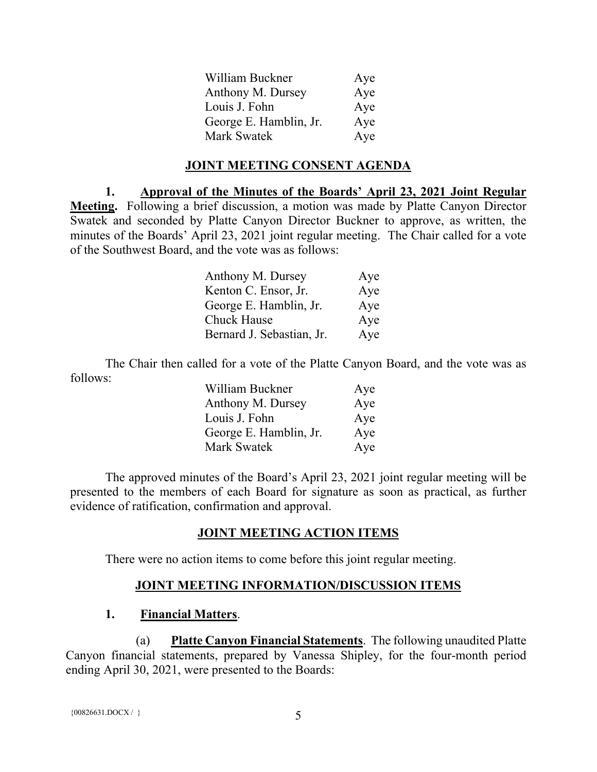| | |
|---|---|
| William Buckner | Aye |
| Anthony M. Dursey | Aye |
| Louis J. Fohn | Aye |
| George E. Hamblin, Jr. | Aye |
| Mark Swatek | Aye |

## JOINT MEETING CONSENT AGENDA

**1. Approval of the Minutes of the Boards' April 23, 2021 Joint Regular Meeting.** Following a brief discussion, a motion was made by Platte Canyon Director Swatek and seconded by Platte Canyon Director Buckner to approve, as written, the minutes of the Boards' April 23, 2021 joint regular meeting. The Chair called for a vote of the Southwest Board, and the vote was as follows:

| | |
|---|---|
| Anthony M. Dursey | Aye |
| Kenton C. Ensor, Jr. | Aye |
| George E. Hamblin, Jr. | Aye |
| Chuck Hause | Aye |
| Bernard J. Sebastian, Jr. | Aye |

The Chair then called for a vote of the Platte Canyon Board, and the vote was as follows:

| | |
|---|---|
| William Buckner | Aye |
| Anthony M. Dursey | Aye |
| Louis J. Fohn | Aye |
| George E. Hamblin, Jr. | Aye |
| Mark Swatek | Aye |

The approved minutes of the Board's April 23, 2021 joint regular meeting will be presented to the members of each Board for signature as soon as practical, as further evidence of ratification, confirmation and approval.

## JOINT MEETING ACTION ITEMS

There were no action items to come before this joint regular meeting.

## JOINT MEETING INFORMATION/DISCUSSION ITEMS

**1. Financial Matters.**

(a) **Platte Canyon Financial Statements.** The following unaudited Platte Canyon financial statements, prepared by Vanessa Shipley, for the four-month period ending April 30, 2021, were presented to the Boards: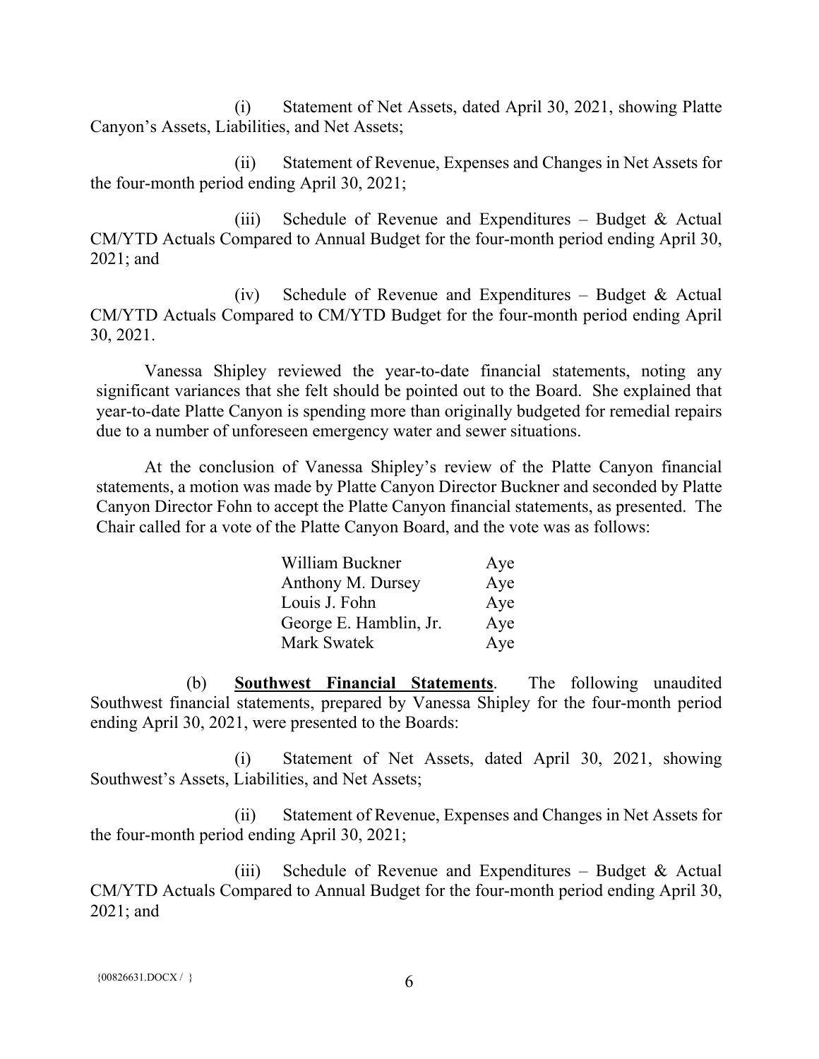(i) Statement of Net Assets, dated April 30, 2021, showing Platte Canyon's Assets, Liabilities, and Net Assets;

(ii) Statement of Revenue, Expenses and Changes in Net Assets for the four-month period ending April 30, 2021;

(iii) Schedule of Revenue and Expenditures – Budget & Actual CM/YTD Actuals Compared to Annual Budget for the four-month period ending April 30, 2021; and

(iv) Schedule of Revenue and Expenditures – Budget & Actual CM/YTD Actuals Compared to CM/YTD Budget for the four-month period ending April 30, 2021.

Vanessa Shipley reviewed the year-to-date financial statements, noting any significant variances that she felt should be pointed out to the Board. She explained that year-to-date Platte Canyon is spending more than originally budgeted for remedial repairs due to a number of unforeseen emergency water and sewer situations.

At the conclusion of Vanessa Shipley's review of the Platte Canyon financial statements, a motion was made by Platte Canyon Director Buckner and seconded by Platte Canyon Director Fohn to accept the Platte Canyon financial statements, as presented. The Chair called for a vote of the Platte Canyon Board, and the vote was as follows:

| | |
|---|---|
| William Buckner | Aye |
| Anthony M. Dursey | Aye |
| Louis J. Fohn | Aye |
| George E. Hamblin, Jr. | Aye |
| Mark Swatek | Aye |

(b) **<u>Southwest Financial Statements</u>**. The following unaudited Southwest financial statements, prepared by Vanessa Shipley for the four-month period ending April 30, 2021, were presented to the Boards:

(i) Statement of Net Assets, dated April 30, 2021, showing Southwest's Assets, Liabilities, and Net Assets;

(ii) Statement of Revenue, Expenses and Changes in Net Assets for the four-month period ending April 30, 2021;

(iii) Schedule of Revenue and Expenditures – Budget & Actual CM/YTD Actuals Compared to Annual Budget for the four-month period ending April 30, 2021; and

{00826631.DOCX / }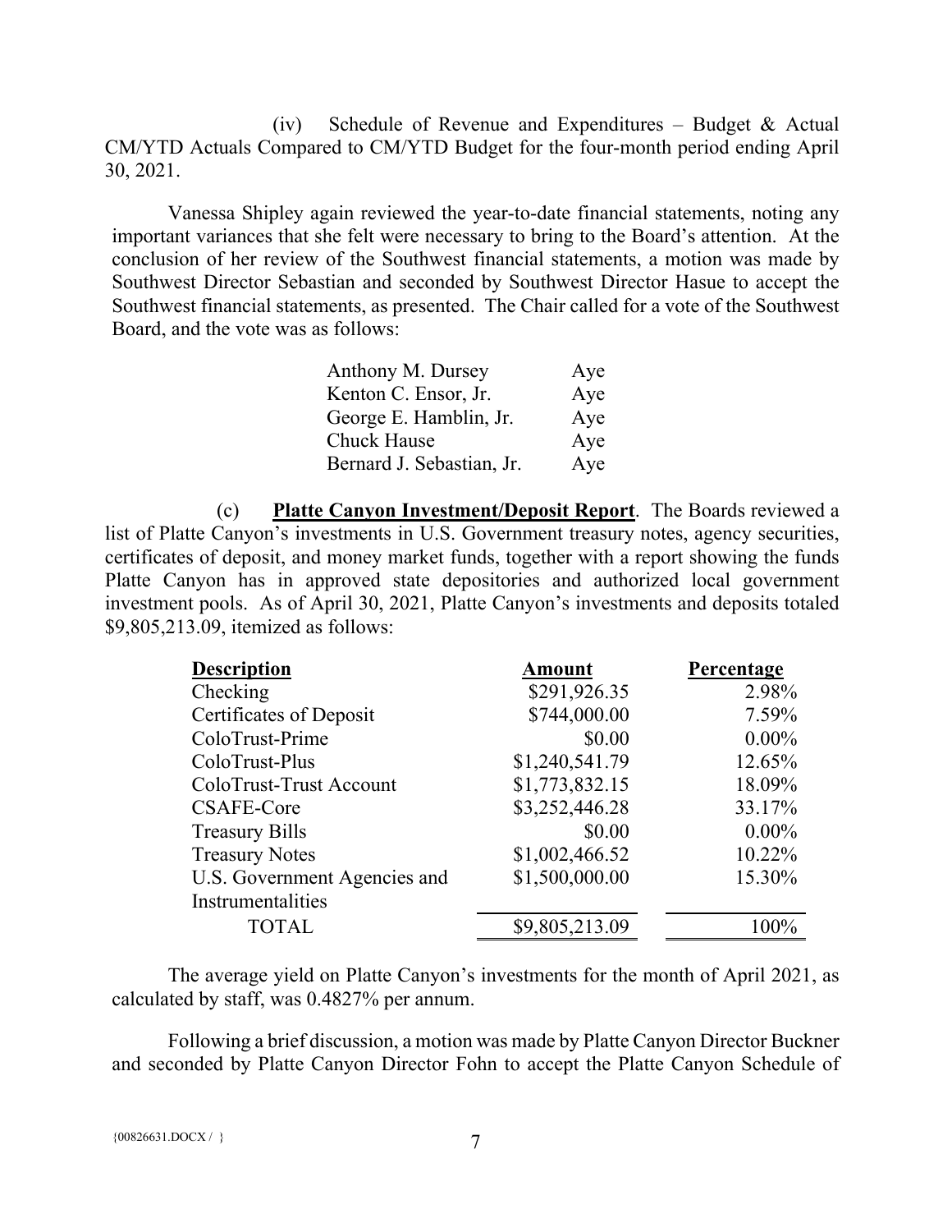(iv) Schedule of Revenue and Expenditures – Budget & Actual CM/YTD Actuals Compared to CM/YTD Budget for the four-month period ending April 30, 2021.

Vanessa Shipley again reviewed the year-to-date financial statements, noting any important variances that she felt were necessary to bring to the Board's attention. At the conclusion of her review of the Southwest financial statements, a motion was made by Southwest Director Sebastian and seconded by Southwest Director Hasue to accept the Southwest financial statements, as presented. The Chair called for a vote of the Southwest Board, and the vote was as follows:

| | |
|---|---|
| Anthony M. Dursey | Aye |
| Kenton C. Ensor, Jr. | Aye |
| George E. Hamblin, Jr. | Aye |
| Chuck Hause | Aye |
| Bernard J. Sebastian, Jr. | Aye |

(c) **Platte Canyon Investment/Deposit Report**. The Boards reviewed a list of Platte Canyon's investments in U.S. Government treasury notes, agency securities, certificates of deposit, and money market funds, together with a report showing the funds Platte Canyon has in approved state depositories and authorized local government investment pools. As of April 30, 2021, Platte Canyon's investments and deposits totaled $9,805,213.09, itemized as follows:

| Description | Amount | Percentage |
|---|---|---|
| Checking | $291,926.35 | 2.98% |
| Certificates of Deposit | $744,000.00 | 7.59% |
| ColoTrust-Prime | $0.00 | 0.00% |
| ColoTrust-Plus | $1,240,541.79 | 12.65% |
| ColoTrust-Trust Account | $1,773,832.15 | 18.09% |
| CSAFE-Core | $3,252,446.28 | 33.17% |
| Treasury Bills | $0.00 | 0.00% |
| Treasury Notes | $1,002,466.52 | 10.22% |
| U.S. Government Agencies and Instrumentalities | $1,500,000.00 | 15.30% |
| TOTAL | $9,805,213.09 | 100% |

The average yield on Platte Canyon's investments for the month of April 2021, as calculated by staff, was 0.4827% per annum.

Following a brief discussion, a motion was made by Platte Canyon Director Buckner and seconded by Platte Canyon Director Fohn to accept the Platte Canyon Schedule of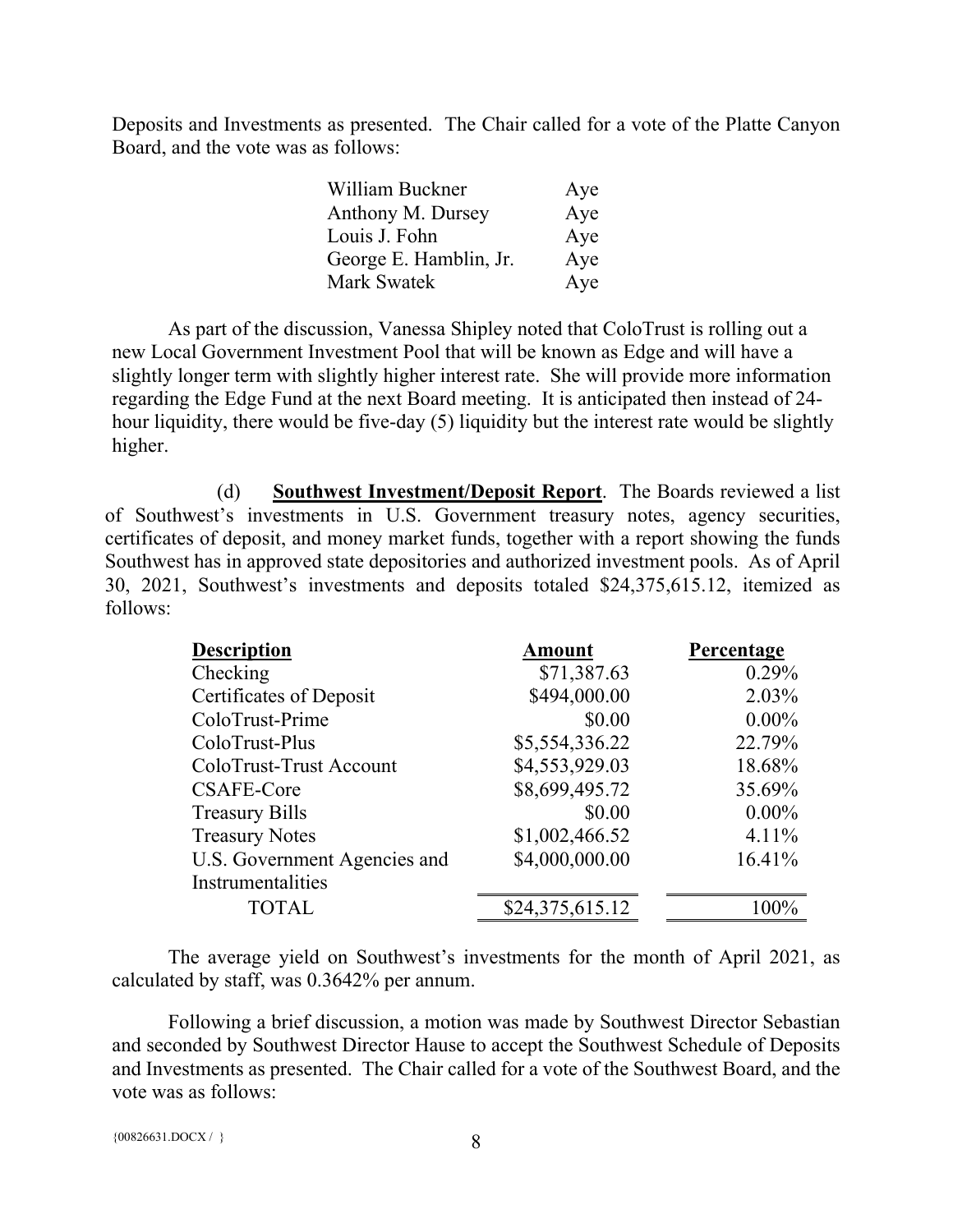Deposits and Investments as presented. The Chair called for a vote of the Platte Canyon Board, and the vote was as follows:

| | |
|---|---|
| William Buckner | Aye |
| Anthony M. Dursey | Aye |
| Louis J. Fohn | Aye |
| George E. Hamblin, Jr. | Aye |
| Mark Swatek | Aye |

As part of the discussion, Vanessa Shipley noted that ColoTrust is rolling out a new Local Government Investment Pool that will be known as Edge and will have a slightly longer term with slightly higher interest rate. She will provide more information regarding the Edge Fund at the next Board meeting. It is anticipated then instead of 24-hour liquidity, there would be five-day (5) liquidity but the interest rate would be slightly higher.

(d) **Southwest Investment/Deposit Report**. The Boards reviewed a list of Southwest's investments in U.S. Government treasury notes, agency securities, certificates of deposit, and money market funds, together with a report showing the funds Southwest has in approved state depositories and authorized investment pools. As of April 30, 2021, Southwest's investments and deposits totaled $24,375,615.12, itemized as follows:

| **Description** | **Amount** | **Percentage** |
|---|---:|---:|
| Checking | $71,387.63 | 0.29% |
| Certificates of Deposit | $494,000.00 | 2.03% |
| ColoTrust-Prime | $0.00 | 0.00% |
| ColoTrust-Plus | $5,554,336.22 | 22.79% |
| ColoTrust-Trust Account | $4,553,929.03 | 18.68% |
| CSAFE-Core | $8,699,495.72 | 35.69% |
| Treasury Bills | $0.00 | 0.00% |
| Treasury Notes | $1,002,466.52 | 4.11% |
| U.S. Government Agencies and Instrumentalities | $4,000,000.00 | 16.41% |
| TOTAL | $24,375,615.12 | 100% |

The average yield on Southwest's investments for the month of April 2021, as calculated by staff, was 0.3642% per annum.

Following a brief discussion, a motion was made by Southwest Director Sebastian and seconded by Southwest Director Hause to accept the Southwest Schedule of Deposits and Investments as presented. The Chair called for a vote of the Southwest Board, and the vote was as follows: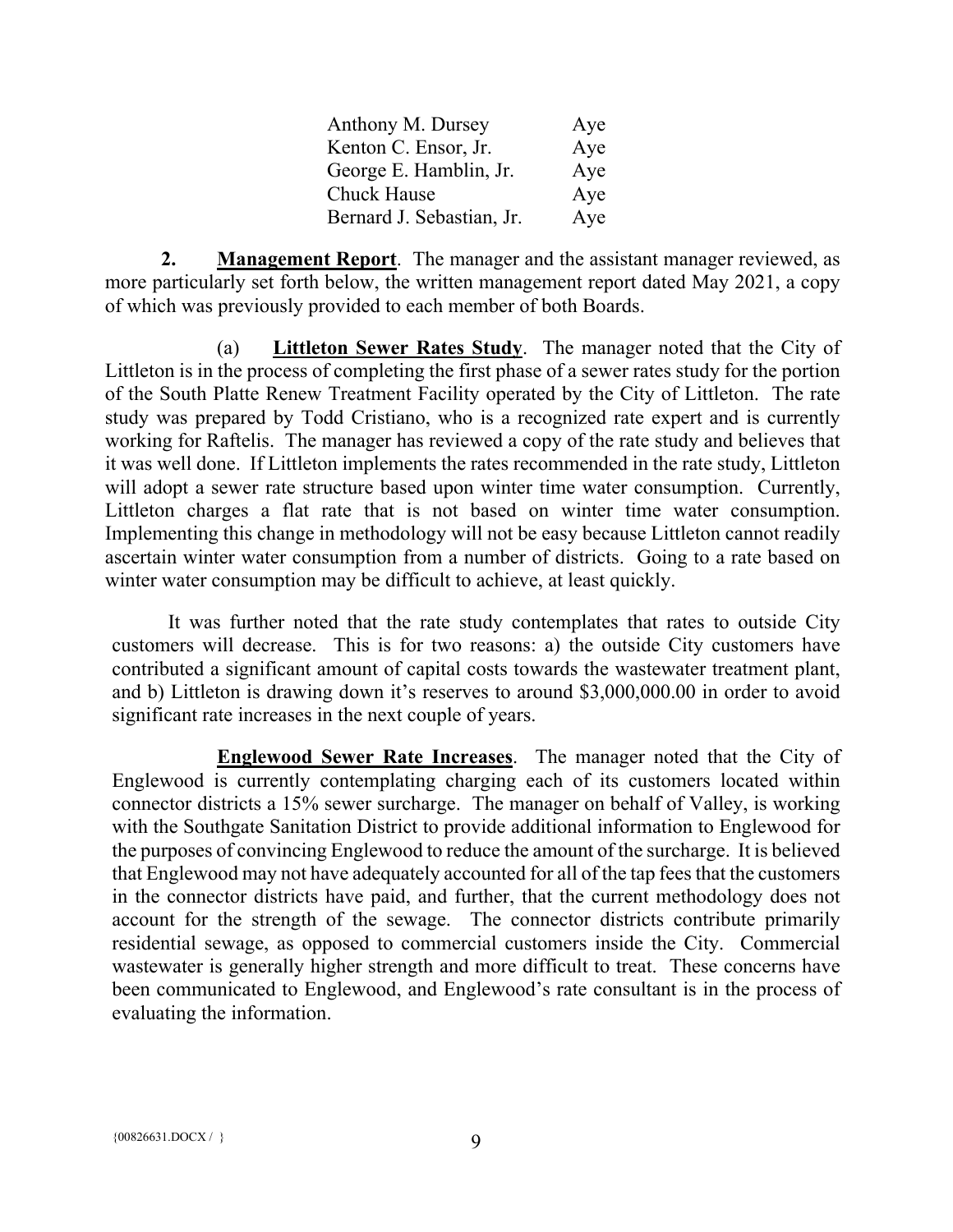| | |
|---|---|
| Anthony M. Dursey | Aye |
| Kenton C. Ensor, Jr. | Aye |
| George E. Hamblin, Jr. | Aye |
| Chuck Hause | Aye |
| Bernard J. Sebastian, Jr. | Aye |

**2. Management Report**. The manager and the assistant manager reviewed, as more particularly set forth below, the written management report dated May 2021, a copy of which was previously provided to each member of both Boards.

(a) **Littleton Sewer Rates Study**. The manager noted that the City of Littleton is in the process of completing the first phase of a sewer rates study for the portion of the South Platte Renew Treatment Facility operated by the City of Littleton. The rate study was prepared by Todd Cristiano, who is a recognized rate expert and is currently working for Raftelis. The manager has reviewed a copy of the rate study and believes that it was well done. If Littleton implements the rates recommended in the rate study, Littleton will adopt a sewer rate structure based upon winter time water consumption. Currently, Littleton charges a flat rate that is not based on winter time water consumption. Implementing this change in methodology will not be easy because Littleton cannot readily ascertain winter water consumption from a number of districts. Going to a rate based on winter water consumption may be difficult to achieve, at least quickly.

It was further noted that the rate study contemplates that rates to outside City customers will decrease. This is for two reasons: a) the outside City customers have contributed a significant amount of capital costs towards the wastewater treatment plant, and b) Littleton is drawing down it's reserves to around $3,000,000.00 in order to avoid significant rate increases in the next couple of years.

**Englewood Sewer Rate Increases**. The manager noted that the City of Englewood is currently contemplating charging each of its customers located within connector districts a 15% sewer surcharge. The manager on behalf of Valley, is working with the Southgate Sanitation District to provide additional information to Englewood for the purposes of convincing Englewood to reduce the amount of the surcharge. It is believed that Englewood may not have adequately accounted for all of the tap fees that the customers in the connector districts have paid, and further, that the current methodology does not account for the strength of the sewage. The connector districts contribute primarily residential sewage, as opposed to commercial customers inside the City. Commercial wastewater is generally higher strength and more difficult to treat. These concerns have been communicated to Englewood, and Englewood's rate consultant is in the process of evaluating the information.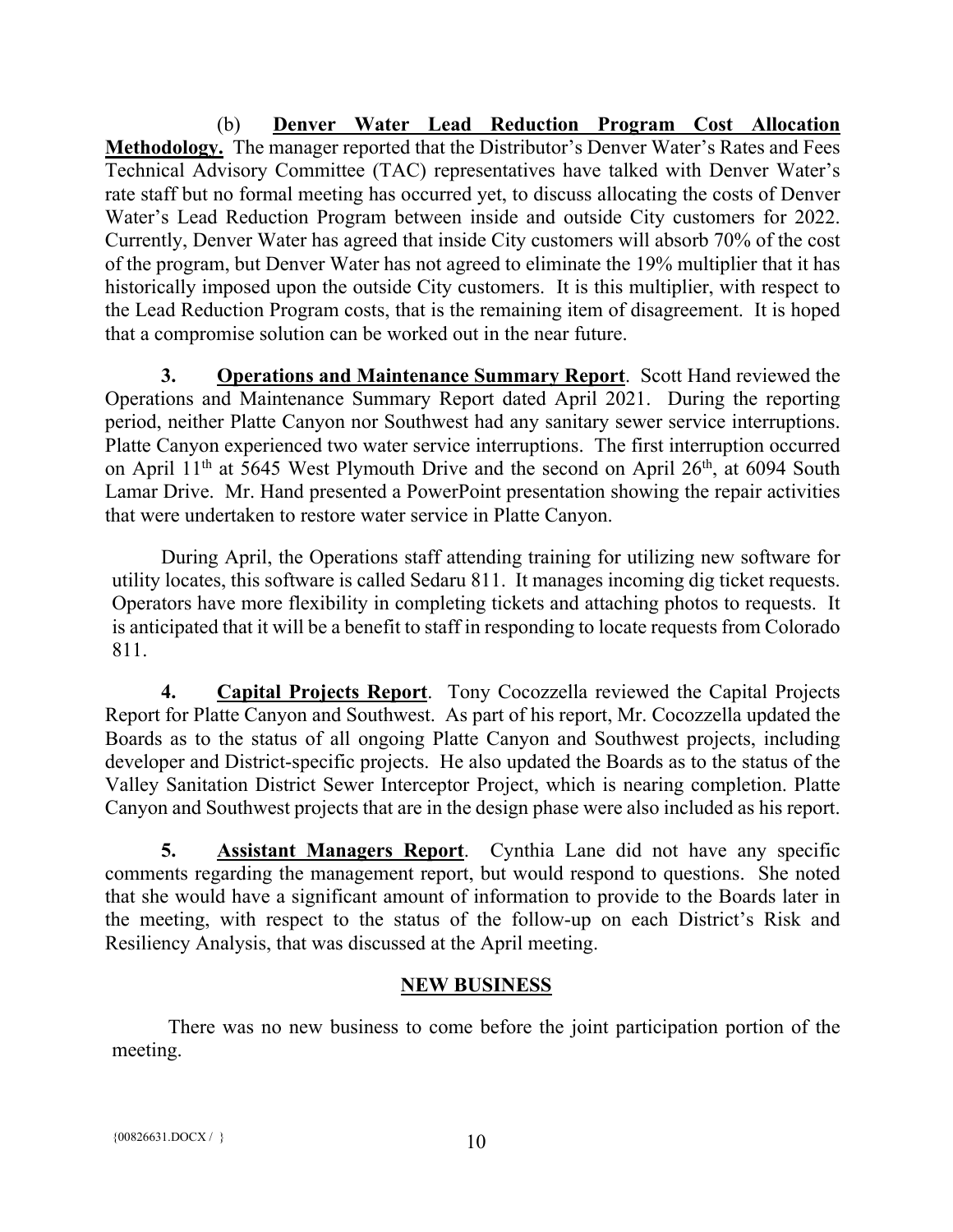(b) **Denver Water Lead Reduction Program Cost Allocation Methodology.** The manager reported that the Distributor's Denver Water's Rates and Fees Technical Advisory Committee (TAC) representatives have talked with Denver Water's rate staff but no formal meeting has occurred yet, to discuss allocating the costs of Denver Water's Lead Reduction Program between inside and outside City customers for 2022. Currently, Denver Water has agreed that inside City customers will absorb 70% of the cost of the program, but Denver Water has not agreed to eliminate the 19% multiplier that it has historically imposed upon the outside City customers. It is this multiplier, with respect to the Lead Reduction Program costs, that is the remaining item of disagreement. It is hoped that a compromise solution can be worked out in the near future.

**3. Operations and Maintenance Summary Report**. Scott Hand reviewed the Operations and Maintenance Summary Report dated April 2021. During the reporting period, neither Platte Canyon nor Southwest had any sanitary sewer service interruptions. Platte Canyon experienced two water service interruptions. The first interruption occurred on April 11th at 5645 West Plymouth Drive and the second on April 26th, at 6094 South Lamar Drive. Mr. Hand presented a PowerPoint presentation showing the repair activities that were undertaken to restore water service in Platte Canyon.

During April, the Operations staff attending training for utilizing new software for utility locates, this software is called Sedaru 811. It manages incoming dig ticket requests. Operators have more flexibility in completing tickets and attaching photos to requests. It is anticipated that it will be a benefit to staff in responding to locate requests from Colorado 811.

**4. Capital Projects Report**. Tony Cocozzella reviewed the Capital Projects Report for Platte Canyon and Southwest. As part of his report, Mr. Cocozzella updated the Boards as to the status of all ongoing Platte Canyon and Southwest projects, including developer and District-specific projects. He also updated the Boards as to the status of the Valley Sanitation District Sewer Interceptor Project, which is nearing completion. Platte Canyon and Southwest projects that are in the design phase were also included as his report.

**5. Assistant Managers Report**. Cynthia Lane did not have any specific comments regarding the management report, but would respond to questions. She noted that she would have a significant amount of information to provide to the Boards later in the meeting, with respect to the status of the follow-up on each District's Risk and Resiliency Analysis, that was discussed at the April meeting.

## NEW BUSINESS

There was no new business to come before the joint participation portion of the meeting.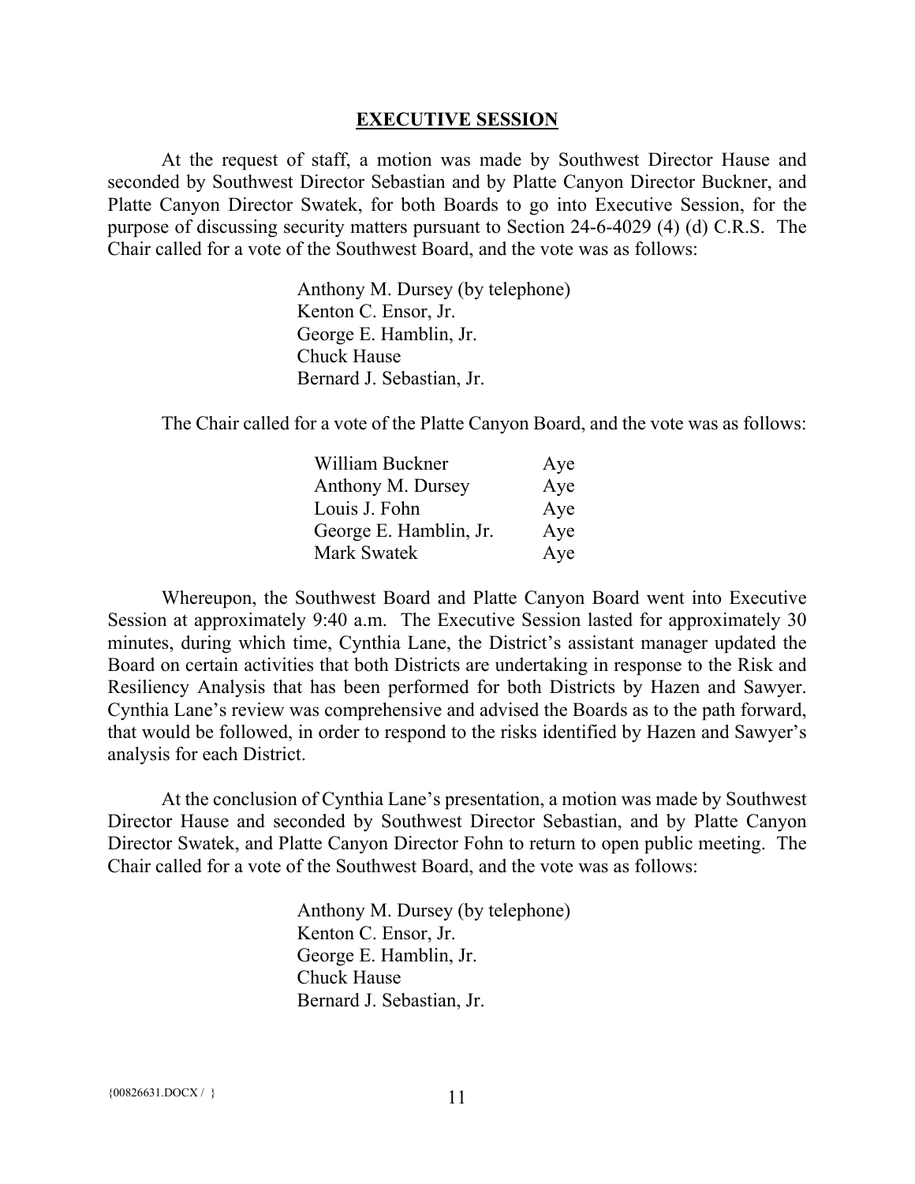## EXECUTIVE SESSION

At the request of staff, a motion was made by Southwest Director Hause and seconded by Southwest Director Sebastian and by Platte Canyon Director Buckner, and Platte Canyon Director Swatek, for both Boards to go into Executive Session, for the purpose of discussing security matters pursuant to Section 24-6-4029 (4) (d) C.R.S. The Chair called for a vote of the Southwest Board, and the vote was as follows:

Anthony M. Dursey (by telephone)
Kenton C. Ensor, Jr.
George E. Hamblin, Jr.
Chuck Hause
Bernard J. Sebastian, Jr.

The Chair called for a vote of the Platte Canyon Board, and the vote was as follows:

| | |
|---|---|
| William Buckner | Aye |
| Anthony M. Dursey | Aye |
| Louis J. Fohn | Aye |
| George E. Hamblin, Jr. | Aye |
| Mark Swatek | Aye |

Whereupon, the Southwest Board and Platte Canyon Board went into Executive Session at approximately 9:40 a.m. The Executive Session lasted for approximately 30 minutes, during which time, Cynthia Lane, the District's assistant manager updated the Board on certain activities that both Districts are undertaking in response to the Risk and Resiliency Analysis that has been performed for both Districts by Hazen and Sawyer. Cynthia Lane's review was comprehensive and advised the Boards as to the path forward, that would be followed, in order to respond to the risks identified by Hazen and Sawyer's analysis for each District.

At the conclusion of Cynthia Lane's presentation, a motion was made by Southwest Director Hause and seconded by Southwest Director Sebastian, and by Platte Canyon Director Swatek, and Platte Canyon Director Fohn to return to open public meeting. The Chair called for a vote of the Southwest Board, and the vote was as follows:

Anthony M. Dursey (by telephone)
Kenton C. Ensor, Jr.
George E. Hamblin, Jr.
Chuck Hause
Bernard J. Sebastian, Jr.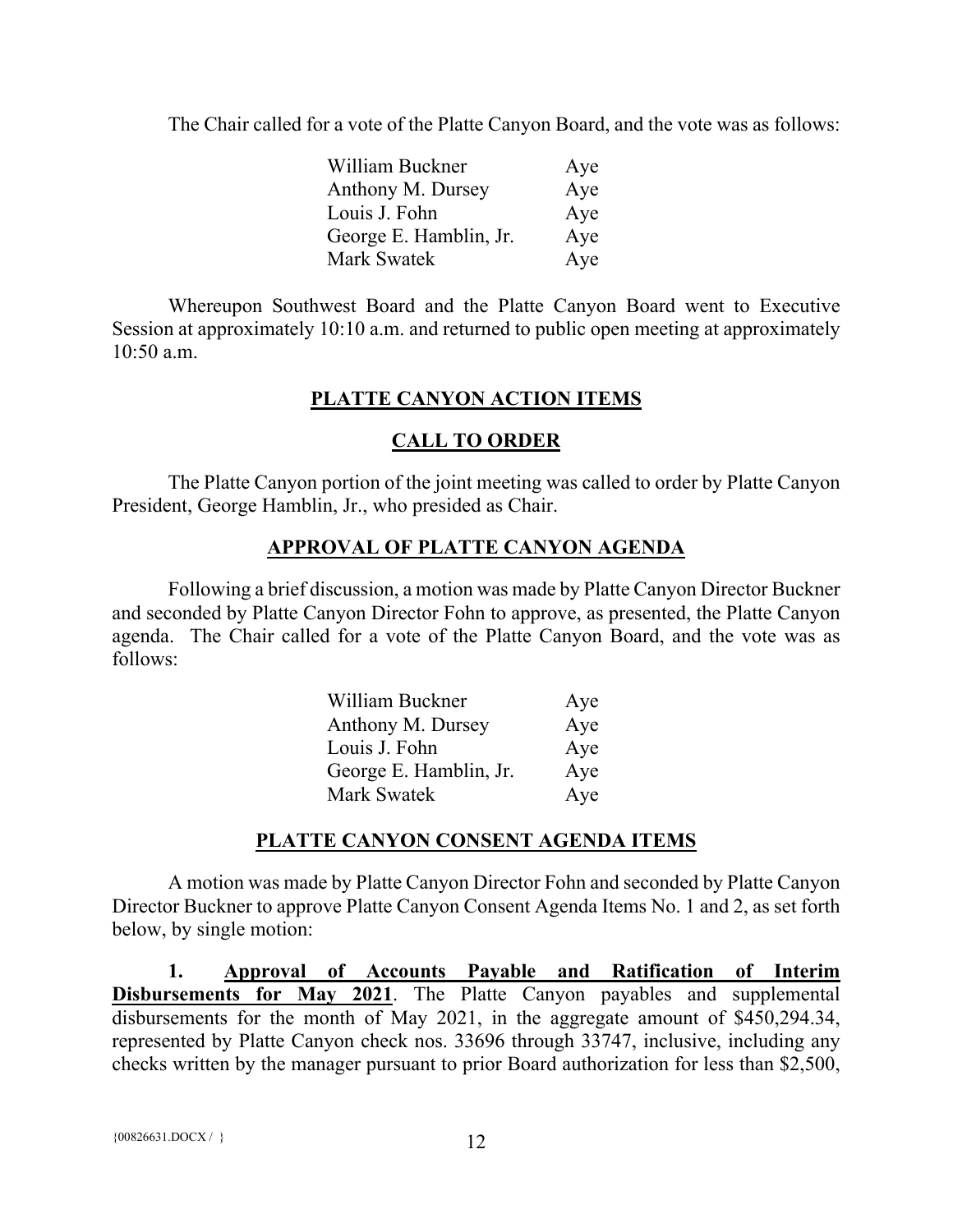The Chair called for a vote of the Platte Canyon Board, and the vote was as follows:

| | |
|---|---|
| William Buckner | Aye |
| Anthony M. Dursey | Aye |
| Louis J. Fohn | Aye |
| George E. Hamblin, Jr. | Aye |
| Mark Swatek | Aye |

Whereupon Southwest Board and the Platte Canyon Board went to Executive Session at approximately 10:10 a.m. and returned to public open meeting at approximately 10:50 a.m.

## PLATTE CANYON ACTION ITEMS

## CALL TO ORDER

The Platte Canyon portion of the joint meeting was called to order by Platte Canyon President, George Hamblin, Jr., who presided as Chair.

## APPROVAL OF PLATTE CANYON AGENDA

Following a brief discussion, a motion was made by Platte Canyon Director Buckner and seconded by Platte Canyon Director Fohn to approve, as presented, the Platte Canyon agenda. The Chair called for a vote of the Platte Canyon Board, and the vote was as follows:

| | |
|---|---|
| William Buckner | Aye |
| Anthony M. Dursey | Aye |
| Louis J. Fohn | Aye |
| George E. Hamblin, Jr. | Aye |
| Mark Swatek | Aye |

## PLATTE CANYON CONSENT AGENDA ITEMS

A motion was made by Platte Canyon Director Fohn and seconded by Platte Canyon Director Buckner to approve Platte Canyon Consent Agenda Items No. 1 and 2, as set forth below, by single motion:

**1. Approval of Accounts Payable and Ratification of Interim Disbursements for May 2021**. The Platte Canyon payables and supplemental disbursements for the month of May 2021, in the aggregate amount of $450,294.34, represented by Platte Canyon check nos. 33696 through 33747, inclusive, including any checks written by the manager pursuant to prior Board authorization for less than $2,500,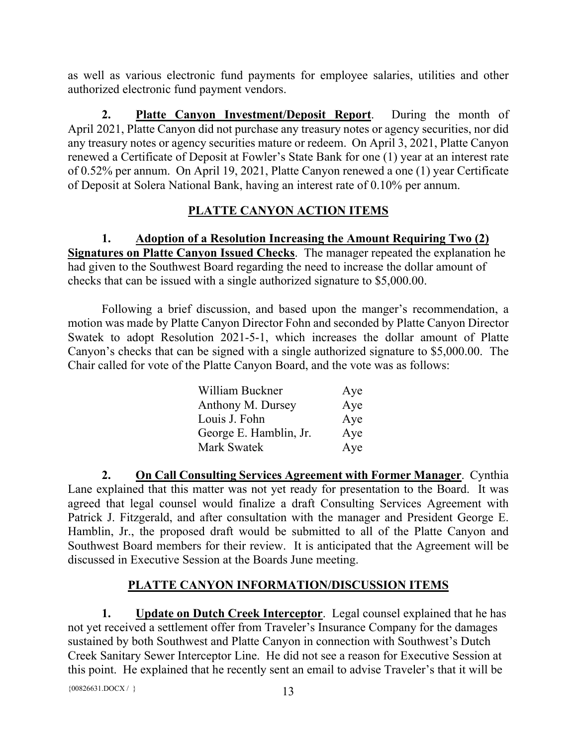as well as various electronic fund payments for employee salaries, utilities and other authorized electronic fund payment vendors.

**2. Platte Canyon Investment/Deposit Report**. During the month of April 2021, Platte Canyon did not purchase any treasury notes or agency securities, nor did any treasury notes or agency securities mature or redeem. On April 3, 2021, Platte Canyon renewed a Certificate of Deposit at Fowler's State Bank for one (1) year at an interest rate of 0.52% per annum. On April 19, 2021, Platte Canyon renewed a one (1) year Certificate of Deposit at Solera National Bank, having an interest rate of 0.10% per annum.

## PLATTE CANYON ACTION ITEMS

**1. Adoption of a Resolution Increasing the Amount Requiring Two (2) Signatures on Platte Canyon Issued Checks**. The manager repeated the explanation he had given to the Southwest Board regarding the need to increase the dollar amount of checks that can be issued with a single authorized signature to $5,000.00.

Following a brief discussion, and based upon the manger's recommendation, a motion was made by Platte Canyon Director Fohn and seconded by Platte Canyon Director Swatek to adopt Resolution 2021-5-1, which increases the dollar amount of Platte Canyon's checks that can be signed with a single authorized signature to $5,000.00. The Chair called for vote of the Platte Canyon Board, and the vote was as follows:

| | |
|---|---|
| William Buckner | Aye |
| Anthony M. Dursey | Aye |
| Louis J. Fohn | Aye |
| George E. Hamblin, Jr. | Aye |
| Mark Swatek | Aye |

**2. On Call Consulting Services Agreement with Former Manager**. Cynthia Lane explained that this matter was not yet ready for presentation to the Board. It was agreed that legal counsel would finalize a draft Consulting Services Agreement with Patrick J. Fitzgerald, and after consultation with the manager and President George E. Hamblin, Jr., the proposed draft would be submitted to all of the Platte Canyon and Southwest Board members for their review. It is anticipated that the Agreement will be discussed in Executive Session at the Boards June meeting.

## PLATTE CANYON INFORMATION/DISCUSSION ITEMS

**1. Update on Dutch Creek Interceptor**. Legal counsel explained that he has not yet received a settlement offer from Traveler's Insurance Company for the damages sustained by both Southwest and Platte Canyon in connection with Southwest's Dutch Creek Sanitary Sewer Interceptor Line. He did not see a reason for Executive Session at this point. He explained that he recently sent an email to advise Traveler's that it will be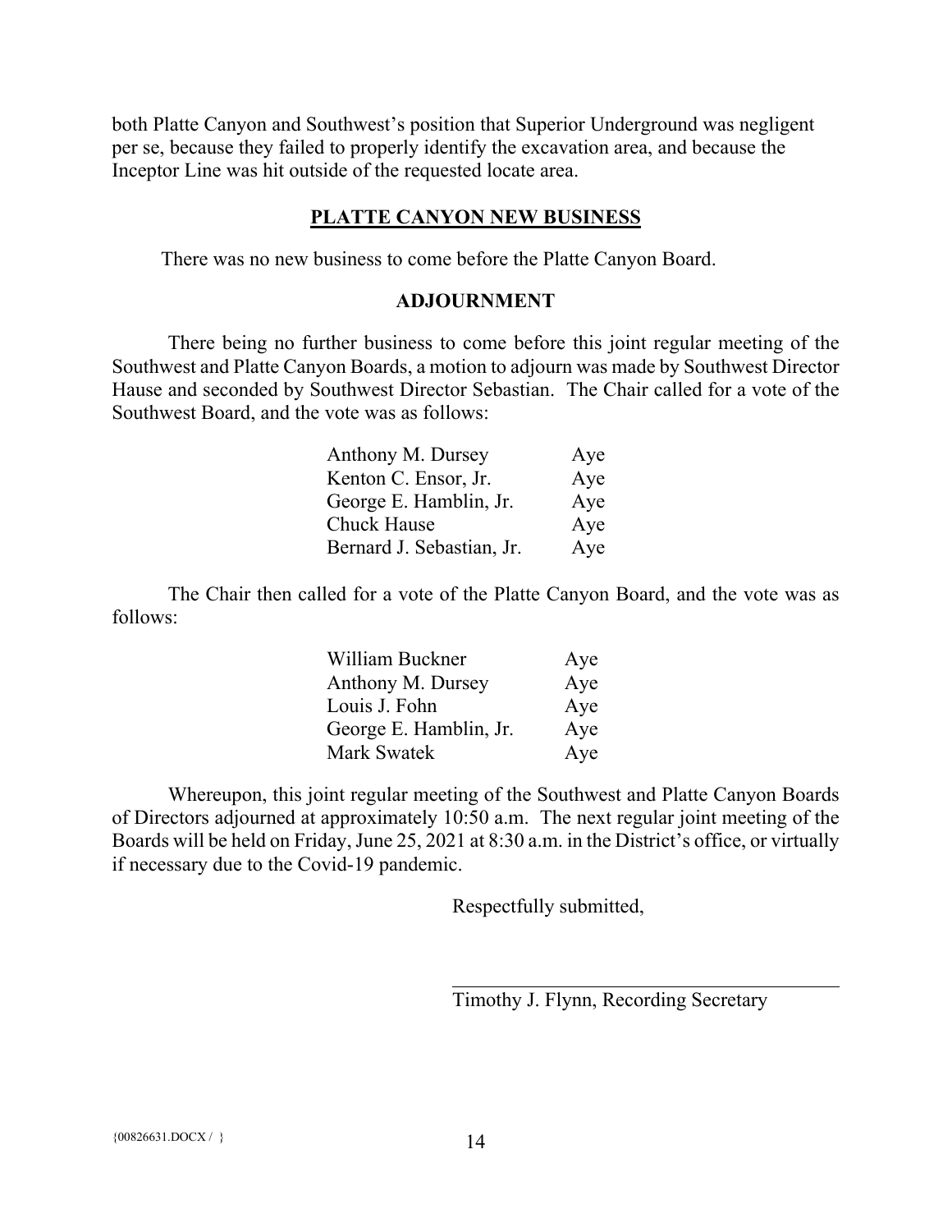both Platte Canyon and Southwest's position that Superior Underground was negligent per se, because they failed to properly identify the excavation area, and because the Inceptor Line was hit outside of the requested locate area.

## PLATTE CANYON NEW BUSINESS

There was no new business to come before the Platte Canyon Board.

## ADJOURNMENT

There being no further business to come before this joint regular meeting of the Southwest and Platte Canyon Boards, a motion to adjourn was made by Southwest Director Hause and seconded by Southwest Director Sebastian. The Chair called for a vote of the Southwest Board, and the vote was as follows:

| | |
|---|---|
| Anthony M. Dursey | Aye |
| Kenton C. Ensor, Jr. | Aye |
| George E. Hamblin, Jr. | Aye |
| Chuck Hause | Aye |
| Bernard J. Sebastian, Jr. | Aye |

The Chair then called for a vote of the Platte Canyon Board, and the vote was as follows:

| | |
|---|---|
| William Buckner | Aye |
| Anthony M. Dursey | Aye |
| Louis J. Fohn | Aye |
| George E. Hamblin, Jr. | Aye |
| Mark Swatek | Aye |

Whereupon, this joint regular meeting of the Southwest and Platte Canyon Boards of Directors adjourned at approximately 10:50 a.m. The next regular joint meeting of the Boards will be held on Friday, June 25, 2021 at 8:30 a.m. in the District's office, or virtually if necessary due to the Covid-19 pandemic.

Respectfully submitted,

Timothy J. Flynn, Recording Secretary

{00826631.DOCX / }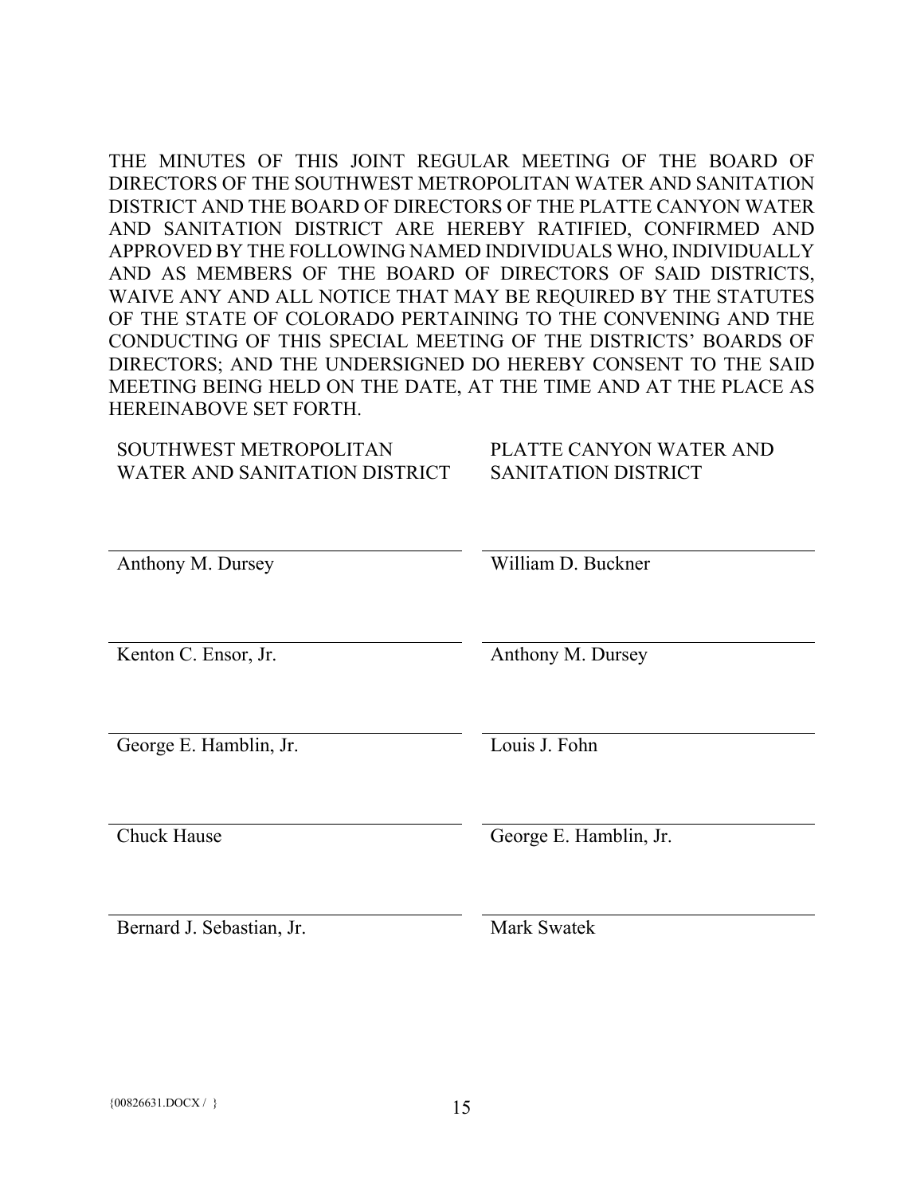THE MINUTES OF THIS JOINT REGULAR MEETING OF THE BOARD OF DIRECTORS OF THE SOUTHWEST METROPOLITAN WATER AND SANITATION DISTRICT AND THE BOARD OF DIRECTORS OF THE PLATTE CANYON WATER AND SANITATION DISTRICT ARE HEREBY RATIFIED, CONFIRMED AND APPROVED BY THE FOLLOWING NAMED INDIVIDUALS WHO, INDIVIDUALLY AND AS MEMBERS OF THE BOARD OF DIRECTORS OF SAID DISTRICTS, WAIVE ANY AND ALL NOTICE THAT MAY BE REQUIRED BY THE STATUTES OF THE STATE OF COLORADO PERTAINING TO THE CONVENING AND THE CONDUCTING OF THIS SPECIAL MEETING OF THE DISTRICTS' BOARDS OF DIRECTORS; AND THE UNDERSIGNED DO HEREBY CONSENT TO THE SAID MEETING BEING HELD ON THE DATE, AT THE TIME AND AT THE PLACE AS HEREINABOVE SET FORTH.

| SOUTHWEST METROPOLITAN WATER AND SANITATION DISTRICT | PLATTE CANYON WATER AND SANITATION DISTRICT |
| --- | --- |
| Anthony M. Dursey | William D. Buckner |
| Kenton C. Ensor, Jr. | Anthony M. Dursey |
| George E. Hamblin, Jr. | Louis J. Fohn |
| Chuck Hause | George E. Hamblin, Jr. |
| Bernard J. Sebastian, Jr. | Mark Swatek |

{00826631.DOCX / }